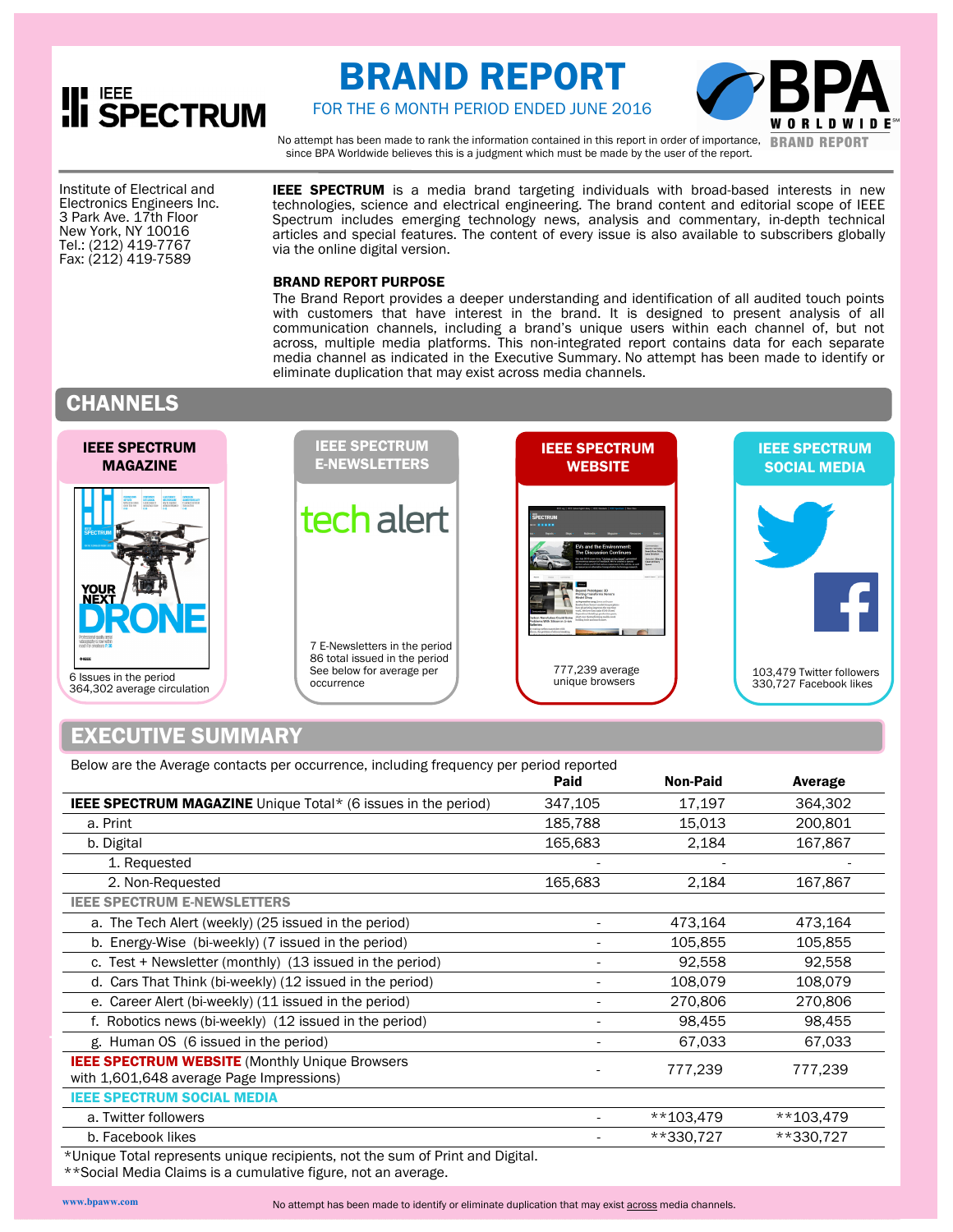IEEE SPECTRUM

# BRAND REPORT

FOR THE 6 MONTH PERIOD ENDED JUNE 2016

BPA WORLDWIDE BRAND REPORT

No attempt has been made to rank the information contained in this report in order of importance, since BPA Worldwide believes this is a judgment which must be made by the user of the report.

Institute of Electrical and Electronics Engineers Inc.
3 Park Ave. 17th Floor
New York, NY 10016
Tel.: (212) 419-7767
Fax: (212) 419-7589

**IEEE SPECTRUM** is a media brand targeting individuals with broad-based interests in new technologies, science and electrical engineering. The brand content and editorial scope of IEEE Spectrum includes emerging technology news, analysis and commentary, in-depth technical articles and special features. The content of every issue is also available to subscribers globally via the online digital version.

**BRAND REPORT PURPOSE**

The Brand Report provides a deeper understanding and identification of all audited touch points with customers that have interest in the brand. It is designed to present analysis of all communication channels, including a brand's unique users within each channel of, but not across, multiple media platforms. This non-integrated report contains data for each separate media channel as indicated in the Executive Summary. No attempt has been made to identify or eliminate duplication that may exist across media channels.

## CHANNELS

**IEEE SPECTRUM MAGAZINE**

6 Issues in the period
364,302 average circulation

**IEEE SPECTRUM E-NEWSLETTERS**

tech alert

7 E-Newsletters in the period
86 total issued in the period
See below for average per occurrence

**IEEE SPECTRUM WEBSITE**

777,239 average unique browsers

**IEEE SPECTRUM SOCIAL MEDIA**

103,479 Twitter followers
330,727 Facebook likes

## EXECUTIVE SUMMARY

Below are the Average contacts per occurrence, including frequency per period reported

| | Paid | Non-Paid | Average |
|---|---|---|---|
| **IEEE SPECTRUM MAGAZINE** Unique Total* (6 issues in the period) | 347,105 | 17,197 | 364,302 |
| a. Print | 185,788 | 15,013 | 200,801 |
| b. Digital | 165,683 | 2,184 | 167,867 |
| 1. Requested | - | - | - |
| 2. Non-Requested | 165,683 | 2,184 | 167,867 |
| **IEEE SPECTRUM E-NEWSLETTERS** | | | |
| a. The Tech Alert (weekly) (25 issued in the period) | - | 473,164 | 473,164 |
| b. Energy-Wise (bi-weekly) (7 issued in the period) | - | 105,855 | 105,855 |
| c. Test + Newsletter (monthly) (13 issued in the period) | - | 92,558 | 92,558 |
| d. Cars That Think (bi-weekly) (12 issued in the period) | - | 108,079 | 108,079 |
| e. Career Alert (bi-weekly) (11 issued in the period) | - | 270,806 | 270,806 |
| f. Robotics news (bi-weekly) (12 issued in the period) | - | 98,455 | 98,455 |
| g. Human OS (6 issued in the period) | - | 67,033 | 67,033 |
| **IEEE SPECTRUM WEBSITE** (Monthly Unique Browsers with 1,601,648 average Page Impressions) | - | 777,239 | 777,239 |
| **IEEE SPECTRUM SOCIAL MEDIA** | | | |
| a. Twitter followers | - | **103,479 | **103,479 |
| b. Facebook likes | - | **330,727 | **330,727 |

*Unique Total represents unique recipients, not the sum of Print and Digital.
**Social Media Claims is a cumulative figure, not an average.

www.bpaww.com

No attempt has been made to identify or eliminate duplication that may exist across media channels.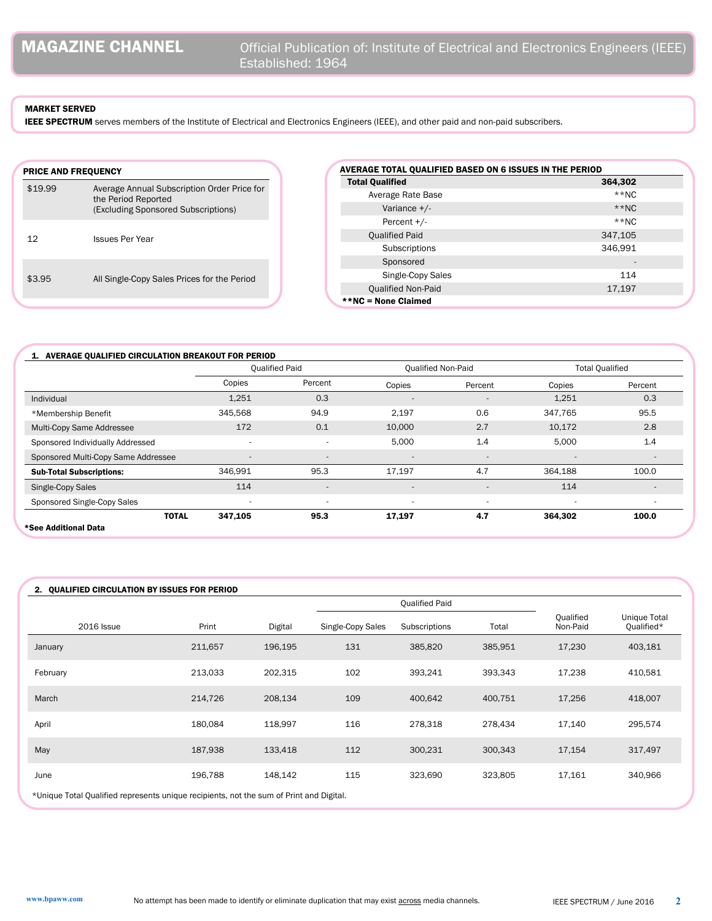# MAGAZINE CHANNEL

Official Publication of: Institute of Electrical and Electronics Engineers (IEEE)
Established: 1964

**MARKET SERVED**

**IEEE SPECTRUM** serves members of the Institute of Electrical and Electronics Engineers (IEEE), and other paid and non-paid subscribers.

**PRICE AND FREQUENCY**

| | |
|---|---|
| $19.99 | Average Annual Subscription Order Price for the Period Reported (Excluding Sponsored Subscriptions) |
| 12 | Issues Per Year |
| $3.95 | All Single-Copy Sales Prices for the Period |

**AVERAGE TOTAL QUALIFIED BASED ON 6 ISSUES IN THE PERIOD**

| | |
|---|---|
| **Total Qualified** | **364,302** |
| Average Rate Base | **NC |
| Variance +/- | **NC |
| Percent +/- | **NC |
| Qualified Paid | 347,105 |
| Subscriptions | 346,991 |
| Sponsored | - |
| Single-Copy Sales | 114 |
| Qualified Non-Paid | 17,197 |

****NC = None Claimed**

**1. AVERAGE QUALIFIED CIRCULATION BREAKOUT FOR PERIOD**

| | Qualified Paid | | Qualified Non-Paid | | Total Qualified | |
|---|---|---|---|---|---|---|
| | Copies | Percent | Copies | Percent | Copies | Percent |
| Individual | 1,251 | 0.3 | - | - | 1,251 | 0.3 |
| *Membership Benefit | 345,568 | 94.9 | 2,197 | 0.6 | 347,765 | 95.5 |
| Multi-Copy Same Addressee | 172 | 0.1 | 10,000 | 2.7 | 10,172 | 2.8 |
| Sponsored Individually Addressed | - | - | 5,000 | 1.4 | 5,000 | 1.4 |
| Sponsored Multi-Copy Same Addressee | - | - | - | - | - | - |
| **Sub-Total Subscriptions:** | 346,991 | 95.3 | 17,197 | 4.7 | 364,188 | 100.0 |
| Single-Copy Sales | 114 | - | - | - | 114 | - |
| Sponsored Single-Copy Sales | - | - | - | - | - | - |
| **TOTAL** | **347,105** | **95.3** | **17,197** | **4.7** | **364,302** | **100.0** |

***See Additional Data**

**2. QUALIFIED CIRCULATION BY ISSUES FOR PERIOD**

| | | | Qualified Paid | | | | |
|---|---|---|---|---|---|---|---|
| 2016 Issue | Print | Digital | Single-Copy Sales | Subscriptions | Total | Qualified Non-Paid | Unique Total Qualified* |
| January | 211,657 | 196,195 | 131 | 385,820 | 385,951 | 17,230 | 403,181 |
| February | 213,033 | 202,315 | 102 | 393,241 | 393,343 | 17,238 | 410,581 |
| March | 214,726 | 208,134 | 109 | 400,642 | 400,751 | 17,256 | 418,007 |
| April | 180,084 | 118,997 | 116 | 278,318 | 278,434 | 17,140 | 295,574 |
| May | 187,938 | 133,418 | 112 | 300,231 | 300,343 | 17,154 | 317,497 |
| June | 196,788 | 148,142 | 115 | 323,690 | 323,805 | 17,161 | 340,966 |

*Unique Total Qualified represents unique recipients, not the sum of Print and Digital.

No attempt has been made to identify or eliminate duplication that may exist across media channels.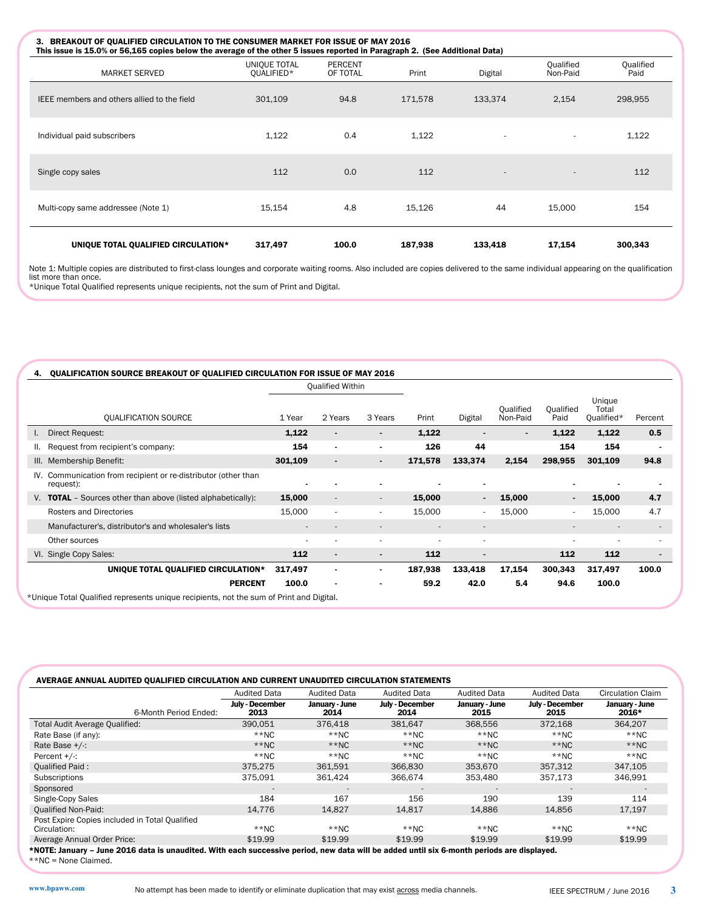## 3. BREAKOUT OF QUALIFIED CIRCULATION TO THE CONSUMER MARKET FOR ISSUE OF MAY 2016

**This issue is 15.0% or 56,165 copies below the average of the other 5 issues reported in Paragraph 2. (See Additional Data)**

| MARKET SERVED | UNIQUE TOTAL QUALIFIED* | PERCENT OF TOTAL | Print | Digital | Qualified Non-Paid | Qualified Paid |
|---|---|---|---|---|---|---|
| IEEE members and others allied to the field | 301,109 | 94.8 | 171,578 | 133,374 | 2,154 | 298,955 |
| Individual paid subscribers | 1,122 | 0.4 | 1,122 | - | - | 1,122 |
| Single copy sales | 112 | 0.0 | 112 | - | - | 112 |
| Multi-copy same addressee (Note 1) | 15,154 | 4.8 | 15,126 | 44 | 15,000 | 154 |
| **UNIQUE TOTAL QUALIFIED CIRCULATION*** | **317,497** | **100.0** | **187,938** | **133,418** | **17,154** | **300,343** |

Note 1: Multiple copies are distributed to first-class lounges and corporate waiting rooms. Also included are copies delivered to the same individual appearing on the qualification list more than once.
*Unique Total Qualified represents unique recipients, not the sum of Print and Digital.

## 4. QUALIFICATION SOURCE BREAKOUT OF QUALIFIED CIRCULATION FOR ISSUE OF MAY 2016

| QUALIFICATION SOURCE | Qualified Within 1 Year | 2 Years | 3 Years | Print | Digital | Qualified Non-Paid | Qualified Paid | Unique Total Qualified* | Percent |
|---|---|---|---|---|---|---|---|---|---|
| I. Direct Request: | **1,122** | - | - | **1,122** | - | - | **1,122** | **1,122** | **0.5** |
| II. Request from recipient's company: | **154** | - | - | **126** | **44** | | **154** | **154** | - |
| III. Membership Benefit: | **301,109** | - | - | **171,578** | **133,374** | **2,154** | **298,955** | **301,109** | **94.8** |
| IV. Communication from recipient or re-distributor (other than request): | - | - | - | - | - | | - | - | - |
| V. **TOTAL** – Sources other than above (listed alphabetically): | **15,000** | - | - | **15,000** | - | **15,000** | - | **15,000** | **4.7** |
| Rosters and Directories | 15,000 | - | - | 15,000 | - | 15,000 | - | 15,000 | 4.7 |
| Manufacturer's, distributor's and wholesaler's lists | - | - | - | - | - | | - | - | - |
| Other sources | - | - | - | - | - | | - | - | - |
| VI. Single Copy Sales: | **112** | - | - | **112** | - | | **112** | **112** | - |
| **UNIQUE TOTAL QUALIFIED CIRCULATION*** | **317,497** | - | - | **187,938** | **133,418** | **17,154** | **300,343** | **317,497** | **100.0** |
| **PERCENT** | **100.0** | - | - | **59.2** | **42.0** | **5.4** | **94.6** | **100.0** | |

*Unique Total Qualified represents unique recipients, not the sum of Print and Digital.

## AVERAGE ANNUAL AUDITED QUALIFIED CIRCULATION AND CURRENT UNAUDITED CIRCULATION STATEMENTS

| | Audited Data | Audited Data | Audited Data | Audited Data | Audited Data | Circulation Claim |
|---|---|---|---|---|---|---|
| 6-Month Period Ended: | **July - December 2013** | **January - June 2014** | **July - December 2014** | **January - June 2015** | **July - December 2015** | **January - June 2016*** |
| Total Audit Average Qualified: | 390,051 | 376,418 | 381,647 | 368,556 | 372,168 | 364,207 |
| Rate Base (if any): | **NC | **NC | **NC | **NC | **NC | **NC |
| Rate Base +/-: | **NC | **NC | **NC | **NC | **NC | **NC |
| Percent +/-: | **NC | **NC | **NC | **NC | **NC | **NC |
| Qualified Paid : | 375,275 | 361,591 | 366,830 | 353,670 | 357,312 | 347,105 |
| Subscriptions | 375,091 | 361,424 | 366,674 | 353,480 | 357,173 | 346,991 |
| Sponsored | - | - | - | - | - | - |
| Single-Copy Sales | 184 | 167 | 156 | 190 | 139 | 114 |
| Qualified Non-Paid: | 14,776 | 14,827 | 14,817 | 14,886 | 14,856 | 17,197 |
| Post Expire Copies included in Total Qualified Circulation: | **NC | **NC | **NC | **NC | **NC | **NC |
| Average Annual Order Price: | $19.99 | $19.99 | $19.99 | $19.99 | $19.99 | $19.99 |

***NOTE: January – June 2016 data is unaudited. With each successive period, new data will be added until six 6-month periods are displayed.**
**NC = None Claimed.

No attempt has been made to identify or eliminate duplication that may exist across media channels.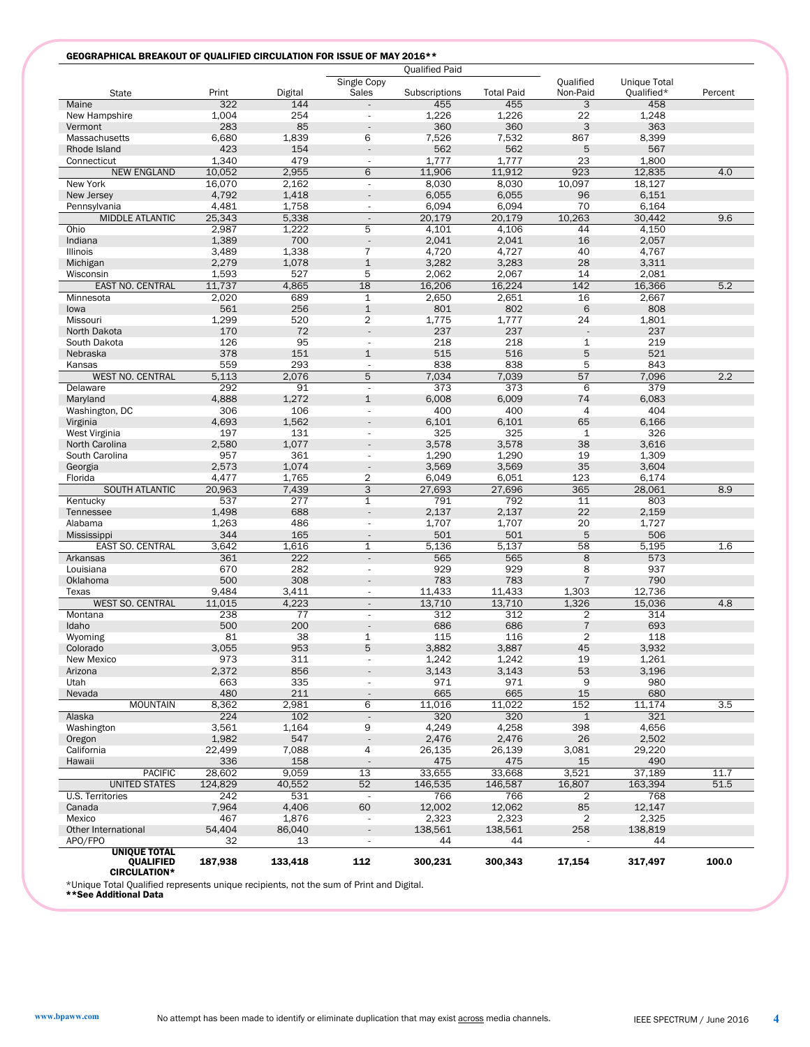**GEOGRAPHICAL BREAKOUT OF QUALIFIED CIRCULATION FOR ISSUE OF MAY 2016****

| State | Print | Digital | Qualified Paid | | | Qualified Non-Paid | Unique Total Qualified* | Percent |
|---|---|---|---|---|---|---|---|---|
| | | | Single Copy Sales | Subscriptions | Total Paid | | | |
| Maine | 322 | 144 | - | 455 | 455 | 3 | 458 | |
| New Hampshire | 1,004 | 254 | - | 1,226 | 1,226 | 22 | 1,248 | |
| Vermont | 283 | 85 | - | 360 | 360 | 3 | 363 | |
| Massachusetts | 6,680 | 1,839 | 6 | 7,526 | 7,532 | 867 | 8,399 | |
| Rhode Island | 423 | 154 | - | 562 | 562 | 5 | 567 | |
| Connecticut | 1,340 | 479 | - | 1,777 | 1,777 | 23 | 1,800 | |
| NEW ENGLAND | 10,052 | 2,955 | 6 | 11,906 | 11,912 | 923 | 12,835 | 4.0 |
| New York | 16,070 | 2,162 | - | 8,030 | 8,030 | 10,097 | 18,127 | |
| New Jersey | 4,792 | 1,418 | - | 6,055 | 6,055 | 96 | 6,151 | |
| Pennsylvania | 4,481 | 1,758 | - | 6,094 | 6,094 | 70 | 6,164 | |
| MIDDLE ATLANTIC | 25,343 | 5,338 | - | 20,179 | 20,179 | 10,263 | 30,442 | 9.6 |
| Ohio | 2,987 | 1,222 | 5 | 4,101 | 4,106 | 44 | 4,150 | |
| Indiana | 1,389 | 700 | - | 2,041 | 2,041 | 16 | 2,057 | |
| Illinois | 3,489 | 1,338 | 7 | 4,720 | 4,727 | 40 | 4,767 | |
| Michigan | 2,279 | 1,078 | 1 | 3,282 | 3,283 | 28 | 3,311 | |
| Wisconsin | 1,593 | 527 | 5 | 2,062 | 2,067 | 14 | 2,081 | |
| EAST NO. CENTRAL | 11,737 | 4,865 | 18 | 16,206 | 16,224 | 142 | 16,366 | 5.2 |
| Minnesota | 2,020 | 689 | 1 | 2,650 | 2,651 | 16 | 2,667 | |
| Iowa | 561 | 256 | 1 | 801 | 802 | 6 | 808 | |
| Missouri | 1,299 | 520 | 2 | 1,775 | 1,777 | 24 | 1,801 | |
| North Dakota | 170 | 72 | - | 237 | 237 | - | 237 | |
| South Dakota | 126 | 95 | - | 218 | 218 | 1 | 219 | |
| Nebraska | 378 | 151 | 1 | 515 | 516 | 5 | 521 | |
| Kansas | 559 | 293 | - | 838 | 838 | 5 | 843 | |
| WEST NO. CENTRAL | 5,113 | 2,076 | 5 | 7,034 | 7,039 | 57 | 7,096 | 2.2 |
| Delaware | 292 | 91 | - | 373 | 373 | 6 | 379 | |
| Maryland | 4,888 | 1,272 | 1 | 6,008 | 6,009 | 74 | 6,083 | |
| Washington, DC | 306 | 106 | - | 400 | 400 | 4 | 404 | |
| Virginia | 4,693 | 1,562 | - | 6,101 | 6,101 | 65 | 6,166 | |
| West Virginia | 197 | 131 | - | 325 | 325 | 1 | 326 | |
| North Carolina | 2,580 | 1,077 | - | 3,578 | 3,578 | 38 | 3,616 | |
| South Carolina | 957 | 361 | - | 1,290 | 1,290 | 19 | 1,309 | |
| Georgia | 2,573 | 1,074 | - | 3,569 | 3,569 | 35 | 3,604 | |
| Florida | 4,477 | 1,765 | 2 | 6,049 | 6,051 | 123 | 6,174 | |
| SOUTH ATLANTIC | 20,963 | 7,439 | 3 | 27,693 | 27,696 | 365 | 28,061 | 8.9 |
| Kentucky | 537 | 277 | 1 | 791 | 792 | 11 | 803 | |
| Tennessee | 1,498 | 688 | - | 2,137 | 2,137 | 22 | 2,159 | |
| Alabama | 1,263 | 486 | - | 1,707 | 1,707 | 20 | 1,727 | |
| Mississippi | 344 | 165 | - | 501 | 501 | 5 | 506 | |
| EAST SO. CENTRAL | 3,642 | 1,616 | 1 | 5,136 | 5,137 | 58 | 5,195 | 1.6 |
| Arkansas | 361 | 222 | - | 565 | 565 | 8 | 573 | |
| Louisiana | 670 | 282 | - | 929 | 929 | 8 | 937 | |
| Oklahoma | 500 | 308 | - | 783 | 783 | 7 | 790 | |
| Texas | 9,484 | 3,411 | - | 11,433 | 11,433 | 1,303 | 12,736 | |
| WEST SO. CENTRAL | 11,015 | 4,223 | - | 13,710 | 13,710 | 1,326 | 15,036 | 4.8 |
| Montana | 238 | 77 | - | 312 | 312 | 2 | 314 | |
| Idaho | 500 | 200 | - | 686 | 686 | 7 | 693 | |
| Wyoming | 81 | 38 | 1 | 115 | 116 | 2 | 118 | |
| Colorado | 3,055 | 953 | 5 | 3,882 | 3,887 | 45 | 3,932 | |
| New Mexico | 973 | 311 | - | 1,242 | 1,242 | 19 | 1,261 | |
| Arizona | 2,372 | 856 | - | 3,143 | 3,143 | 53 | 3,196 | |
| Utah | 663 | 335 | - | 971 | 971 | 9 | 980 | |
| Nevada | 480 | 211 | - | 665 | 665 | 15 | 680 | |
| MOUNTAIN | 8,362 | 2,981 | 6 | 11,016 | 11,022 | 152 | 11,174 | 3.5 |
| Alaska | 224 | 102 | - | 320 | 320 | 1 | 321 | |
| Washington | 3,561 | 1,164 | 9 | 4,249 | 4,258 | 398 | 4,656 | |
| Oregon | 1,982 | 547 | - | 2,476 | 2,476 | 26 | 2,502 | |
| California | 22,499 | 7,088 | 4 | 26,135 | 26,139 | 3,081 | 29,220 | |
| Hawaii | 336 | 158 | - | 475 | 475 | 15 | 490 | |
| PACIFIC | 28,602 | 9,059 | 13 | 33,655 | 33,668 | 3,521 | 37,189 | 11.7 |
| UNITED STATES | 124,829 | 40,552 | 52 | 146,535 | 146,587 | 16,807 | 163,394 | 51.5 |
| U.S. Territories | 242 | 531 | - | 766 | 766 | 2 | 768 | |
| Canada | 7,964 | 4,406 | 60 | 12,002 | 12,062 | 85 | 12,147 | |
| Mexico | 467 | 1,876 | - | 2,323 | 2,323 | 2 | 2,325 | |
| Other International | 54,404 | 86,040 | - | 138,561 | 138,561 | 258 | 138,819 | |
| APO/FPO | 32 | 13 | - | 44 | 44 | - | 44 | |
| **UNIQUE TOTAL QUALIFIED CIRCULATION*** | **187,938** | **133,418** | **112** | **300,231** | **300,343** | **17,154** | **317,497** | **100.0** |

*Unique Total Qualified represents unique recipients, not the sum of Print and Digital.
****See Additional Data**

No attempt has been made to identify or eliminate duplication that may exist across media channels.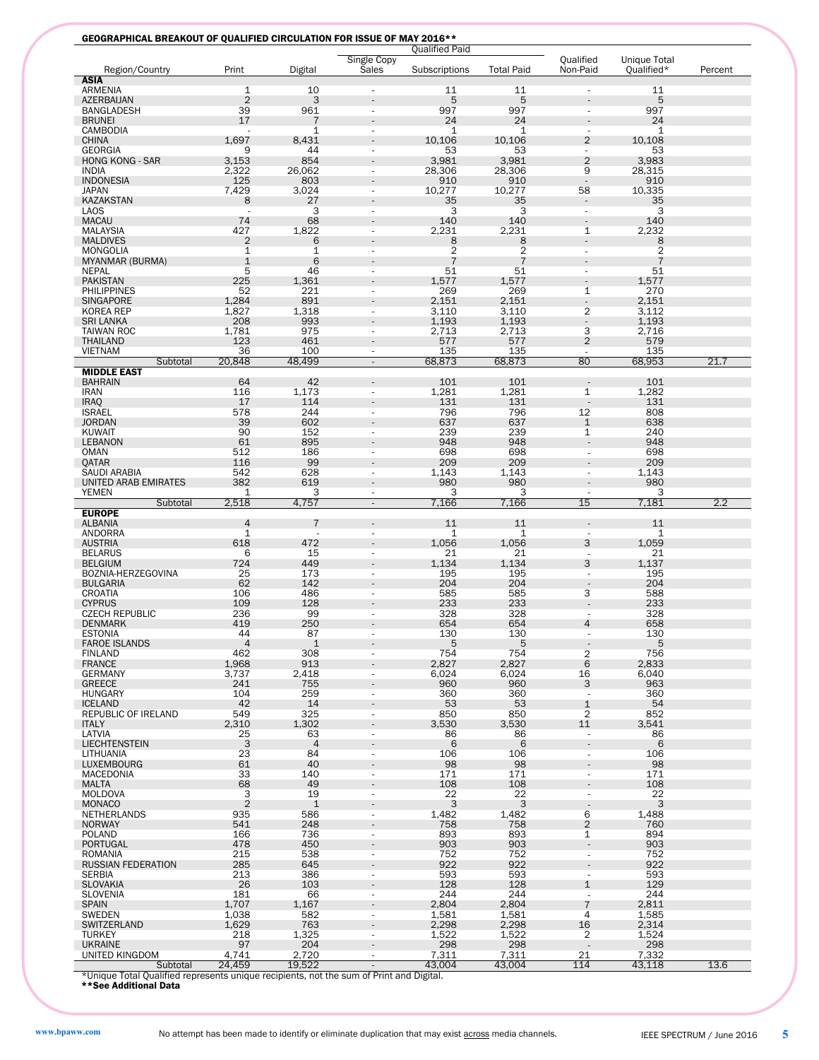## GEOGRAPHICAL BREAKOUT OF QUALIFIED CIRCULATION FOR ISSUE OF MAY 2016**

| Region/Country | Print | Digital | Qualified Paid: Single Copy Sales | Qualified Paid: Subscriptions | Qualified Paid: Total Paid | Qualified Non-Paid | Unique Total Qualified* | Percent |
|---|---|---|---|---|---|---|---|---|
| **ASIA** | | | | | | | | |
| ARMENIA | 1 | 10 | - | 11 | 11 | - | 11 | |
| AZERBAIJAN | 2 | 3 | - | 5 | 5 | - | 5 | |
| BANGLADESH | 39 | 961 | - | 997 | 997 | - | 997 | |
| BRUNEI | 17 | 7 | - | 24 | 24 | - | 24 | |
| CAMBODIA | - | 1 | - | 1 | 1 | - | 1 | |
| CHINA | 1,697 | 8,431 | - | 10,106 | 10,106 | 2 | 10,108 | |
| GEORGIA | 9 | 44 | - | 53 | 53 | - | 53 | |
| HONG KONG - SAR | 3,153 | 854 | - | 3,981 | 3,981 | 2 | 3,983 | |
| INDIA | 2,322 | 26,062 | - | 28,306 | 28,306 | 9 | 28,315 | |
| INDONESIA | 125 | 803 | - | 910 | 910 | - | 910 | |
| JAPAN | 7,429 | 3,024 | - | 10,277 | 10,277 | 58 | 10,335 | |
| KAZAKSTAN | 8 | 27 | - | 35 | 35 | - | 35 | |
| LAOS | - | 3 | - | 3 | 3 | - | 3 | |
| MACAU | 74 | 68 | - | 140 | 140 | - | 140 | |
| MALAYSIA | 427 | 1,822 | - | 2,231 | 2,231 | 1 | 2,232 | |
| MALDIVES | 2 | 6 | - | 8 | 8 | - | 8 | |
| MONGOLIA | 1 | 1 | - | 2 | 2 | - | 2 | |
| MYANMAR (BURMA) | 1 | 6 | - | 7 | 7 | - | 7 | |
| NEPAL | 5 | 46 | - | 51 | 51 | - | 51 | |
| PAKISTAN | 225 | 1,361 | - | 1,577 | 1,577 | - | 1,577 | |
| PHILIPPINES | 52 | 221 | - | 269 | 269 | 1 | 270 | |
| SINGAPORE | 1,284 | 891 | - | 2,151 | 2,151 | - | 2,151 | |
| KOREA REP | 1,827 | 1,318 | - | 3,110 | 3,110 | 2 | 3,112 | |
| SRI LANKA | 208 | 993 | - | 1,193 | 1,193 | - | 1,193 | |
| TAIWAN ROC | 1,781 | 975 | - | 2,713 | 2,713 | 3 | 2,716 | |
| THAILAND | 123 | 461 | - | 577 | 577 | 2 | 579 | |
| VIETNAM | 36 | 100 | - | 135 | 135 | - | 135 | |
| Subtotal | 20,848 | 48,499 | - | 68,873 | 68,873 | 80 | 68,953 | 21.7 |
| **MIDDLE EAST** | | | | | | | | |
| BAHRAIN | 64 | 42 | - | 101 | 101 | - | 101 | |
| IRAN | 116 | 1,173 | - | 1,281 | 1,281 | 1 | 1,282 | |
| IRAQ | 17 | 114 | - | 131 | 131 | - | 131 | |
| ISRAEL | 578 | 244 | - | 796 | 796 | 12 | 808 | |
| JORDAN | 39 | 602 | - | 637 | 637 | 1 | 638 | |
| KUWAIT | 90 | 152 | - | 239 | 239 | 1 | 240 | |
| LEBANON | 61 | 895 | - | 948 | 948 | - | 948 | |
| OMAN | 512 | 186 | - | 698 | 698 | - | 698 | |
| QATAR | 116 | 99 | - | 209 | 209 | - | 209 | |
| SAUDI ARABIA | 542 | 628 | - | 1,143 | 1,143 | - | 1,143 | |
| UNITED ARAB EMIRATES | 382 | 619 | - | 980 | 980 | - | 980 | |
| YEMEN | 1 | 3 | - | 3 | 3 | - | 3 | |
| Subtotal | 2,518 | 4,757 | - | 7,166 | 7,166 | 15 | 7,181 | 2.2 |
| **EUROPE** | | | | | | | | |
| ALBANIA | 4 | 7 | - | 11 | 11 | - | 11 | |
| ANDORRA | 1 | - | - | 1 | 1 | - | 1 | |
| AUSTRIA | 618 | 472 | - | 1,056 | 1,056 | 3 | 1,059 | |
| BELARUS | 6 | 15 | - | 21 | 21 | - | 21 | |
| BELGIUM | 724 | 449 | - | 1,134 | 1,134 | 3 | 1,137 | |
| BOZNIA-HERZEGOVINA | 25 | 173 | - | 195 | 195 | - | 195 | |
| BULGARIA | 62 | 142 | - | 204 | 204 | - | 204 | |
| CROATIA | 106 | 486 | - | 585 | 585 | 3 | 588 | |
| CYPRUS | 109 | 128 | - | 233 | 233 | - | 233 | |
| CZECH REPUBLIC | 236 | 99 | - | 328 | 328 | - | 328 | |
| DENMARK | 419 | 250 | - | 654 | 654 | 4 | 658 | |
| ESTONIA | 44 | 87 | - | 130 | 130 | - | 130 | |
| FAROE ISLANDS | 4 | 1 | - | 5 | 5 | - | 5 | |
| FINLAND | 462 | 308 | - | 754 | 754 | 2 | 756 | |
| FRANCE | 1,968 | 913 | - | 2,827 | 2,827 | 6 | 2,833 | |
| GERMANY | 3,737 | 2,418 | - | 6,024 | 6,024 | 16 | 6,040 | |
| GREECE | 241 | 755 | - | 960 | 960 | 3 | 963 | |
| HUNGARY | 104 | 259 | - | 360 | 360 | - | 360 | |
| ICELAND | 42 | 14 | - | 53 | 53 | 1 | 54 | |
| REPUBLIC OF IRELAND | 549 | 325 | - | 850 | 850 | 2 | 852 | |
| ITALY | 2,310 | 1,302 | - | 3,530 | 3,530 | 11 | 3,541 | |
| LATVIA | 25 | 63 | - | 86 | 86 | - | 86 | |
| LIECHTENSTEIN | 3 | 4 | - | 6 | 6 | - | 6 | |
| LITHUANIA | 23 | 84 | - | 106 | 106 | - | 106 | |
| LUXEMBOURG | 61 | 40 | - | 98 | 98 | - | 98 | |
| MACEDONIA | 33 | 140 | - | 171 | 171 | - | 171 | |
| MALTA | 68 | 49 | - | 108 | 108 | - | 108 | |
| MOLDOVA | 3 | 19 | - | 22 | 22 | - | 22 | |
| MONACO | 2 | 1 | - | 3 | 3 | - | 3 | |
| NETHERLANDS | 935 | 586 | - | 1,482 | 1,482 | 6 | 1,488 | |
| NORWAY | 541 | 248 | - | 758 | 758 | 2 | 760 | |
| POLAND | 166 | 736 | - | 893 | 893 | 1 | 894 | |
| PORTUGAL | 478 | 450 | - | 903 | 903 | - | 903 | |
| ROMANIA | 215 | 538 | - | 752 | 752 | - | 752 | |
| RUSSIAN FEDERATION | 285 | 645 | - | 922 | 922 | - | 922 | |
| SERBIA | 213 | 386 | - | 593 | 593 | - | 593 | |
| SLOVAKIA | 26 | 103 | - | 128 | 128 | 1 | 129 | |
| SLOVENIA | 181 | 66 | - | 244 | 244 | - | 244 | |
| SPAIN | 1,707 | 1,167 | - | 2,804 | 2,804 | 7 | 2,811 | |
| SWEDEN | 1,038 | 582 | - | 1,581 | 1,581 | 4 | 1,585 | |
| SWITZERLAND | 1,629 | 763 | - | 2,298 | 2,298 | 16 | 2,314 | |
| TURKEY | 218 | 1,325 | - | 1,522 | 1,522 | 2 | 1,524 | |
| UKRAINE | 97 | 204 | - | 298 | 298 | - | 298 | |
| UNITED KINGDOM | 4,741 | 2,720 | - | 7,311 | 7,311 | 21 | 7,332 | |
| Subtotal | 24,459 | 19,522 | - | 43,004 | 43,004 | 114 | 43,118 | 13.6 |

*Unique Total Qualified represents unique recipients, not the sum of Print and Digital.

**See Additional Data

No attempt has been made to identify or eliminate duplication that may exist across media channels.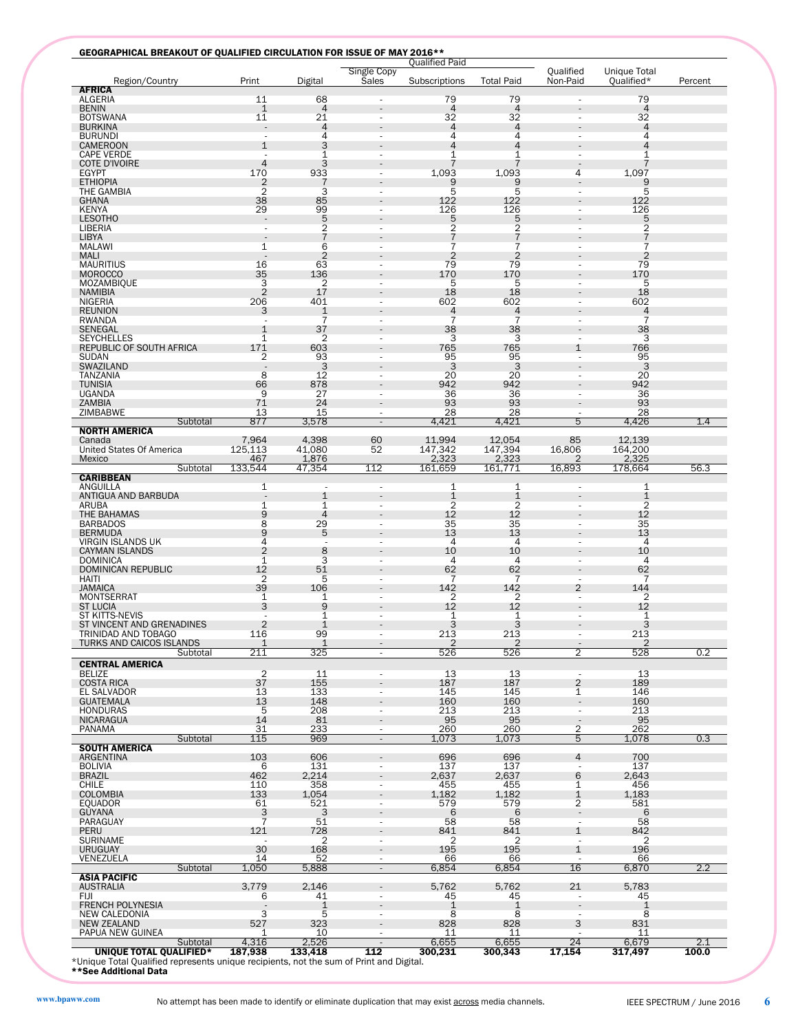## GEOGRAPHICAL BREAKOUT OF QUALIFIED CIRCULATION FOR ISSUE OF MAY 2016**

| Region/Country | Print | Digital | Qualified Paid: Single Copy Sales | Qualified Paid: Subscriptions | Qualified Paid: Total Paid | Qualified Non-Paid | Unique Total Qualified* | Percent |
|---|---|---|---|---|---|---|---|---|
| **AFRICA** | | | | | | | | |
| ALGERIA | 11 | 68 | - | 79 | 79 | - | 79 | |
| BENIN | 1 | 4 | - | 4 | 4 | - | 4 | |
| BOTSWANA | 11 | 21 | - | 32 | 32 | - | 32 | |
| BURKINA | - | 4 | - | 4 | 4 | - | 4 | |
| BURUNDI | - | 4 | - | 4 | 4 | - | 4 | |
| CAMEROON | 1 | 3 | - | 4 | 4 | - | 4 | |
| CAPE VERDE | - | 1 | - | 1 | 1 | - | 1 | |
| COTE D'IVOIRE | 4 | 3 | - | 7 | 7 | - | 7 | |
| EGYPT | 170 | 933 | - | 1,093 | 1,093 | 4 | 1,097 | |
| ETHIOPIA | 2 | 7 | - | 9 | 9 | - | 9 | |
| THE GAMBIA | 2 | 3 | - | 5 | 5 | - | 5 | |
| GHANA | 38 | 85 | - | 122 | 122 | - | 122 | |
| KENYA | 29 | 99 | - | 126 | 126 | - | 126 | |
| LESOTHO | - | 5 | - | 5 | 5 | - | 5 | |
| LIBERIA | - | 2 | - | 2 | 2 | - | 2 | |
| LIBYA | - | 7 | - | 7 | 7 | - | 7 | |
| MALAWI | 1 | 6 | - | 7 | 7 | - | 7 | |
| MALI | - | 2 | - | 2 | 2 | - | 2 | |
| MAURITIUS | 16 | 63 | - | 79 | 79 | - | 79 | |
| MOROCCO | 35 | 136 | - | 170 | 170 | - | 170 | |
| MOZAMBIQUE | 3 | 2 | - | 5 | 5 | - | 5 | |
| NAMIBIA | 2 | 17 | - | 18 | 18 | - | 18 | |
| NIGERIA | 206 | 401 | - | 602 | 602 | - | 602 | |
| REUNION | 3 | 1 | - | 4 | 4 | - | 4 | |
| RWANDA | - | 7 | - | 7 | 7 | - | 7 | |
| SENEGAL | 1 | 37 | - | 38 | 38 | - | 38 | |
| SEYCHELLES | 1 | 2 | - | 3 | 3 | - | 3 | |
| REPUBLIC OF SOUTH AFRICA | 171 | 603 | - | 765 | 765 | 1 | 766 | |
| SUDAN | 2 | 93 | - | 95 | 95 | - | 95 | |
| SWAZILAND | - | 3 | - | 3 | 3 | - | 3 | |
| TANZANIA | 8 | 12 | - | 20 | 20 | - | 20 | |
| TUNISIA | 66 | 878 | - | 942 | 942 | - | 942 | |
| UGANDA | 9 | 27 | - | 36 | 36 | - | 36 | |
| ZAMBIA | 71 | 24 | - | 93 | 93 | - | 93 | |
| ZIMBABWE | 13 | 15 | - | 28 | 28 | - | 28 | |
| Subtotal | 877 | 3,578 | - | 4,421 | 4,421 | 5 | 4,426 | 1.4 |
| **NORTH AMERICA** | | | | | | | | |
| Canada | 7,964 | 4,398 | 60 | 11,994 | 12,054 | 85 | 12,139 | |
| United States Of America | 125,113 | 41,080 | 52 | 147,342 | 147,394 | 16,806 | 164,200 | |
| Mexico | 467 | 1,876 | | 2,323 | 2,323 | 2 | 2,325 | |
| Subtotal | 133,544 | 47,354 | 112 | 161,659 | 161,771 | 16,893 | 178,664 | 56.3 |
| **CARIBBEAN** | | | | | | | | |
| ANGUILLA | 1 | - | - | 1 | 1 | - | 1 | |
| ANTIGUA AND BARBUDA | - | 1 | - | 1 | 1 | - | 1 | |
| ARUBA | 1 | 1 | - | 2 | 2 | - | 2 | |
| THE BAHAMAS | 9 | 4 | - | 12 | 12 | - | 12 | |
| BARBADOS | 8 | 29 | - | 35 | 35 | - | 35 | |
| BERMUDA | 9 | 5 | - | 13 | 13 | - | 13 | |
| VIRGIN ISLANDS UK | 4 | - | - | 4 | 4 | - | 4 | |
| CAYMAN ISLANDS | 2 | 8 | - | 10 | 10 | - | 10 | |
| DOMINICA | 1 | 3 | - | 4 | 4 | - | 4 | |
| DOMINICAN REPUBLIC | 12 | 51 | - | 62 | 62 | - | 62 | |
| HAITI | 2 | 5 | - | 7 | 7 | - | 7 | |
| JAMAICA | 39 | 106 | - | 142 | 142 | 2 | 144 | |
| MONTSERRAT | 1 | 1 | - | 2 | 2 | - | 2 | |
| ST LUCIA | 3 | 9 | - | 12 | 12 | - | 12 | |
| ST KITTS-NEVIS | - | 1 | - | 1 | 1 | - | 1 | |
| ST VINCENT AND GRENADINES | 2 | 1 | - | 3 | 3 | - | 3 | |
| TRINIDAD AND TOBAGO | 116 | 99 | - | 213 | 213 | - | 213 | |
| TURKS AND CAICOS ISLANDS | 1 | 1 | - | 2 | 2 | - | 2 | |
| Subtotal | 211 | 325 | - | 526 | 526 | 2 | 528 | 0.2 |
| **CENTRAL AMERICA** | | | | | | | | |
| BELIZE | 2 | 11 | - | 13 | 13 | - | 13 | |
| COSTA RICA | 37 | 155 | - | 187 | 187 | 2 | 189 | |
| EL SALVADOR | 13 | 133 | - | 145 | 145 | 1 | 146 | |
| GUATEMALA | 13 | 148 | - | 160 | 160 | - | 160 | |
| HONDURAS | 5 | 208 | - | 213 | 213 | - | 213 | |
| NICARAGUA | 14 | 81 | - | 95 | 95 | - | 95 | |
| PANAMA | 31 | 233 | - | 260 | 260 | 2 | 262 | |
| Subtotal | 115 | 969 | - | 1,073 | 1,073 | 5 | 1,078 | 0.3 |
| **SOUTH AMERICA** | | | | | | | | |
| ARGENTINA | 103 | 606 | - | 696 | 696 | 4 | 700 | |
| BOLIVIA | 6 | 131 | - | 137 | 137 | - | 137 | |
| BRAZIL | 462 | 2,214 | - | 2,637 | 2,637 | 6 | 2,643 | |
| CHILE | 110 | 358 | - | 455 | 455 | 1 | 456 | |
| COLOMBIA | 133 | 1,054 | - | 1,182 | 1,182 | 1 | 1,183 | |
| EQUADOR | 61 | 521 | - | 579 | 579 | 2 | 581 | |
| GUYANA | 3 | 3 | - | 6 | 6 | - | 6 | |
| PARAGUAY | 7 | 51 | - | 58 | 58 | - | 58 | |
| PERU | 121 | 728 | - | 841 | 841 | 1 | 842 | |
| SURINAME | - | 2 | - | 2 | 2 | - | 2 | |
| URUGUAY | 30 | 168 | - | 195 | 195 | 1 | 196 | |
| VENEZUELA | 14 | 52 | - | 66 | 66 | - | 66 | |
| Subtotal | 1,050 | 5,888 | - | 6,854 | 6,854 | 16 | 6,870 | 2.2 |
| **ASIA PACIFIC** | | | | | | | | |
| AUSTRALIA | 3,779 | 2,146 | - | 5,762 | 5,762 | 21 | 5,783 | |
| FIJI | 6 | 41 | - | 45 | 45 | - | 45 | |
| FRENCH POLYNESIA | - | 1 | - | 1 | 1 | - | 1 | |
| NEW CALEDONIA | 3 | 5 | - | 8 | 8 | - | 8 | |
| NEW ZEALAND | 527 | 323 | - | 828 | 828 | 3 | 831 | |
| PAPUA NEW GUINEA | 1 | 10 | - | 11 | 11 | - | 11 | |
| Subtotal | 4,316 | 2,526 | - | 6,655 | 6,655 | 24 | 6,679 | 2.1 |
| **UNIQUE TOTAL QUALIFIED*** | **187,938** | **133,418** | **112** | **300,231** | **300,343** | **17,154** | **317,497** | **100.0** |

*Unique Total Qualified represents unique recipients, not the sum of Print and Digital.

**See Additional Data**

No attempt has been made to identify or eliminate duplication that may exist across media channels.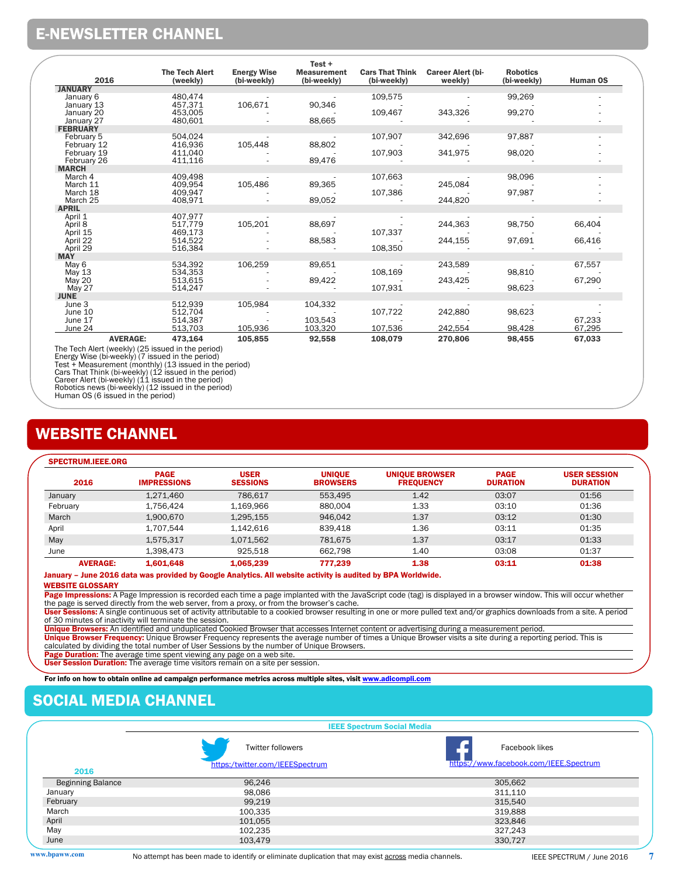## E-NEWSLETTER CHANNEL

| 2016 | The Tech Alert (weekly) | Energy Wise (bi-weekly) | Test + Measurement (bi-weekly) | Cars That Think (bi-weekly) | Career Alert (bi-weekly) | Robotics (bi-weekly) | Human OS |
|---|---|---|---|---|---|---|---|
| **JANUARY** | | | | | | | |
| January 6 | 480,474 | - | - | 109,575 | - | 99,269 | - |
| January 13 | 457,371 | 106,671 | 90,346 | - | - | - | - |
| January 20 | 453,005 | - | - | 109,467 | 343,326 | 99,270 | - |
| January 27 | 480,601 | - | 88,665 | - | - | - | - |
| **FEBRUARY** | | | | | | | |
| February 5 | 504,024 | - | - | 107,907 | 342,696 | 97,887 | - |
| February 12 | 416,936 | 105,448 | 88,802 | - | - | - | - |
| February 19 | 411,040 | - | - | 107,903 | 341,975 | 98,020 | - |
| February 26 | 411,116 | - | 89,476 | - | - | - | - |
| **MARCH** | | | | | | | |
| March 4 | 409,498 | - | - | 107,663 | - | 98,096 | - |
| March 11 | 409,954 | 105,486 | 89,365 | - | 245,084 | - | - |
| March 18 | 409,947 | - | - | 107,386 | - | 97,987 | - |
| March 25 | 408,971 | - | 89,052 | - | 244,820 | - | - |
| **APRIL** | | | | | | | |
| April 1 | 407,977 | - | - | - | - | - | - |
| April 8 | 517,779 | 105,201 | 88,697 | - | 244,363 | 98,750 | 66,404 |
| April 15 | 469,173 | - | - | 107,337 | - | - | - |
| April 22 | 514,522 | - | 88,583 | - | 244,155 | 97,691 | 66,416 |
| April 29 | 516,384 | - | - | 108,350 | - | - | - |
| **MAY** | | | | | | | |
| May 6 | 534,392 | 106,259 | 89,651 | - | 243,589 | - | 67,557 |
| May 13 | 534,353 | - | - | 108,169 | - | 98,810 | - |
| May 20 | 513,615 | - | 89,422 | - | 243,425 | - | 67,290 |
| May 27 | 514,247 | - | - | 107,931 | - | 98,623 | - |
| **JUNE** | | | | | | | |
| June 3 | 512,939 | 105,984 | 104,332 | - | - | - | - |
| June 10 | 512,704 | - | - | 107,722 | 242,880 | 98,623 | - |
| June 17 | 514,387 | - | 103,543 | - | - | - | 67,233 |
| June 24 | 513,703 | 105,936 | 103,320 | 107,536 | 242,554 | 98,428 | 67,295 |
| **AVERAGE:** | **473,164** | **105,855** | **92,558** | **108,079** | **270,806** | **98,455** | **67,033** |

The Tech Alert (weekly) (25 issued in the period)
Energy Wise (bi-weekly) (7 issued in the period)
Test + Measurement (monthly) (13 issued in the period)
Cars That Think (bi-weekly) (12 issued in the period)
Career Alert (bi-weekly) (11 issued in the period)
Robotics news (bi-weekly) (12 issued in the period)
Human OS (6 issued in the period)

## WEBSITE CHANNEL

**SPECTRUM.IEEE.ORG**

| 2016 | PAGE IMPRESSIONS | USER SESSIONS | UNIQUE BROWSERS | UNIQUE BROWSER FREQUENCY | PAGE DURATION | USER SESSION DURATION |
|---|---|---|---|---|---|---|
| January | 1,271,460 | 786,617 | 553,495 | 1.42 | 03:07 | 01:56 |
| February | 1,756,424 | 1,169,966 | 880,004 | 1.33 | 03:10 | 01:36 |
| March | 1,900,670 | 1,295,155 | 946,042 | 1.37 | 03:12 | 01:30 |
| April | 1,707,544 | 1,142,616 | 839,418 | 1.36 | 03:11 | 01:35 |
| May | 1,575,317 | 1,071,562 | 781,675 | 1.37 | 03:17 | 01:33 |
| June | 1,398,473 | 925,518 | 662,798 | 1.40 | 03:08 | 01:37 |
| **AVERAGE:** | **1,601,648** | **1,065,239** | **777,239** | **1.38** | **03:11** | **01:38** |

**January – June 2016 data was provided by Google Analytics. All website activity is audited by BPA Worldwide.**

**WEBSITE GLOSSARY**

**Page Impressions:** A Page Impression is recorded each time a page implanted with the JavaScript code (tag) is displayed in a browser window. This will occur whether the page is served directly from the web server, from a proxy, or from the browser's cache.

**User Sessions:** A single continuous set of activity attributable to a cookied browser resulting in one or more pulled text and/or graphics downloads from a site. A period of 30 minutes of inactivity will terminate the session.

**Unique Browsers:** An identified and unduplicated Cookied Browser that accesses Internet content or advertising during a measurement period.

**Unique Browser Frequency:** Unique Browser Frequency represents the average number of times a Unique Browser visits a site during a reporting period. This is calculated by dividing the total number of User Sessions by the number of Unique Browsers.

**Page Duration:** The average time spent viewing any page on a web site.

**User Session Duration:** The average time visitors remain on a site per session.

**For info on how to obtain online ad campaign performance metrics across multiple sites, visit www.adicompli.com**

## SOCIAL MEDIA CHANNEL

**IEEE Spectrum Social Media**

| 2016 | Twitter followers https:/twitter.com/IEEESpectrum | Facebook likes https://www.facebook.com/IEEE.Spectrum |
|---|---|---|
| Beginning Balance | 96,246 | 305,662 |
| January | 98,086 | 311,110 |
| February | 99,219 | 315,540 |
| March | 100,335 | 319,888 |
| April | 101,055 | 323,846 |
| May | 102,235 | 327,243 |
| June | 103,479 | 330,727 |

www.bpaww.com

No attempt has been made to identify or eliminate duplication that may exist across media channels.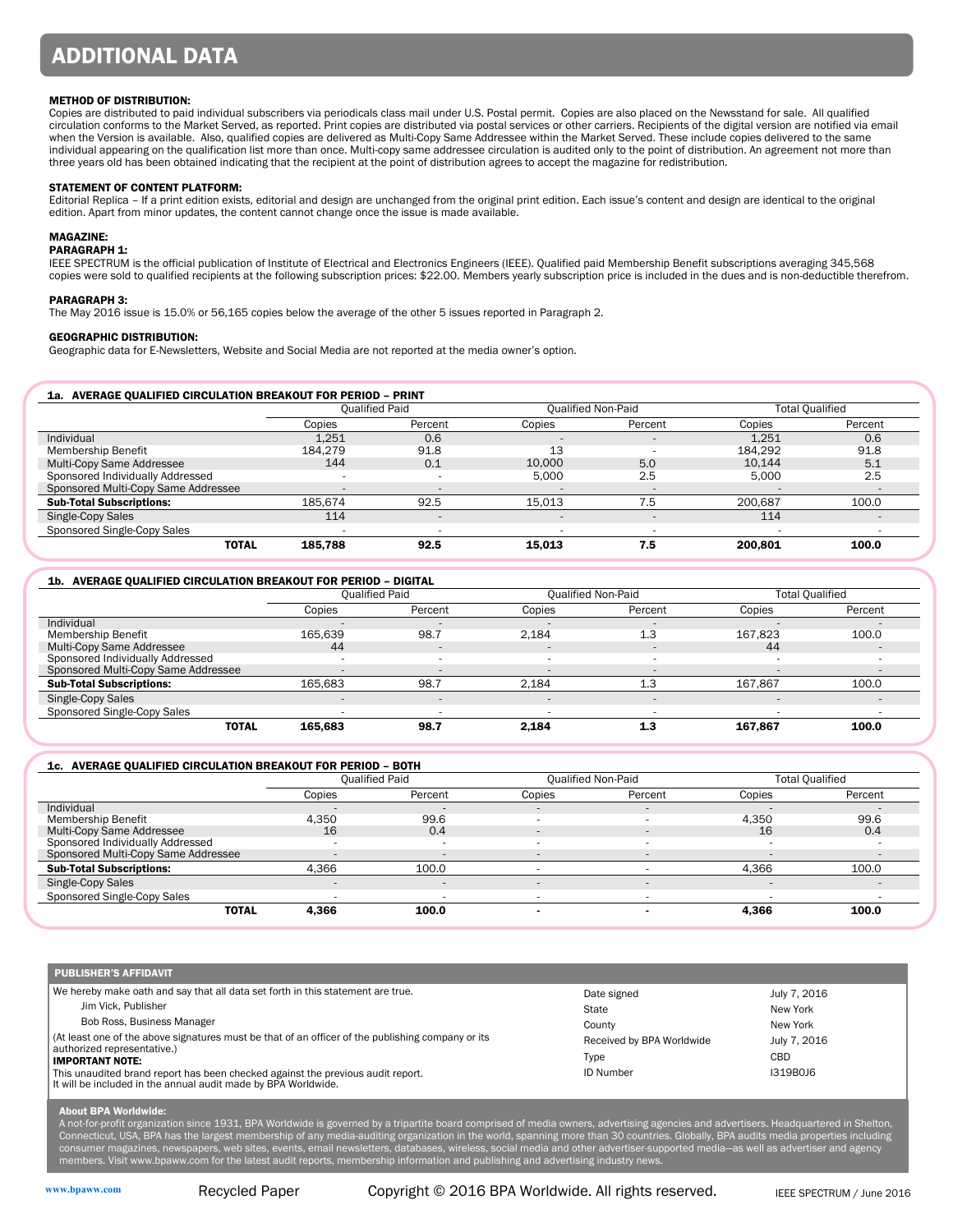# ADDITIONAL DATA

**METHOD OF DISTRIBUTION:**
Copies are distributed to paid individual subscribers via periodicals class mail under U.S. Postal permit. Copies are also placed on the Newsstand for sale. All qualified circulation conforms to the Market Served, as reported. Print copies are distributed via postal services or other carriers. Recipients of the digital version are notified via email when the Version is available. Also, qualified copies are delivered as Multi-Copy Same Addressee within the Market Served. These include copies delivered to the same individual appearing on the qualification list more than once. Multi-copy same addressee circulation is audited only to the point of distribution. An agreement not more than three years old has been obtained indicating that the recipient at the point of distribution agrees to accept the magazine for redistribution.

**STATEMENT OF CONTENT PLATFORM:**
Editorial Replica – If a print edition exists, editorial and design are unchanged from the original print edition. Each issue's content and design are identical to the original edition. Apart from minor updates, the content cannot change once the issue is made available.

**MAGAZINE:**
**PARAGRAPH 1:**
IEEE SPECTRUM is the official publication of Institute of Electrical and Electronics Engineers (IEEE). Qualified paid Membership Benefit subscriptions averaging 345,568 copies were sold to qualified recipients at the following subscription prices: $22.00. Members yearly subscription price is included in the dues and is non-deductible therefrom.

**PARAGRAPH 3:**
The May 2016 issue is 15.0% or 56,165 copies below the average of the other 5 issues reported in Paragraph 2.

**GEOGRAPHIC DISTRIBUTION:**
Geographic data for E-Newsletters, Website and Social Media are not reported at the media owner's option.

**1a. AVERAGE QUALIFIED CIRCULATION BREAKOUT FOR PERIOD – PRINT**

| | Qualified Paid | | Qualified Non-Paid | | Total Qualified | |
|---|---|---|---|---|---|---|
| | Copies | Percent | Copies | Percent | Copies | Percent |
| Individual | 1,251 | 0.6 | - | - | 1,251 | 0.6 |
| Membership Benefit | 184,279 | 91.8 | 13 | - | 184,292 | 91.8 |
| Multi-Copy Same Addressee | 144 | 0.1 | 10,000 | 5.0 | 10,144 | 5.1 |
| Sponsored Individually Addressed | - | - | 5,000 | 2.5 | 5,000 | 2.5 |
| Sponsored Multi-Copy Same Addressee | - | - | - | - | - | - |
| **Sub-Total Subscriptions:** | 185,674 | 92.5 | 15,013 | 7.5 | 200,687 | 100.0 |
| Single-Copy Sales | 114 | - | - | - | 114 | - |
| Sponsored Single-Copy Sales | - | - | - | - | - | - |
| **TOTAL** | **185,788** | **92.5** | **15,013** | **7.5** | **200,801** | **100.0** |

**1b. AVERAGE QUALIFIED CIRCULATION BREAKOUT FOR PERIOD – DIGITAL**

| | Qualified Paid | | Qualified Non-Paid | | Total Qualified | |
|---|---|---|---|---|---|---|
| | Copies | Percent | Copies | Percent | Copies | Percent |
| Individual | - | - | - | - | - | - |
| Membership Benefit | 165,639 | 98.7 | 2,184 | 1.3 | 167,823 | 100.0 |
| Multi-Copy Same Addressee | 44 | - | - | - | 44 | - |
| Sponsored Individually Addressed | - | - | - | - | - | - |
| Sponsored Multi-Copy Same Addressee | - | - | - | - | - | - |
| **Sub-Total Subscriptions:** | 165,683 | 98.7 | 2,184 | 1.3 | 167,867 | 100.0 |
| Single-Copy Sales | - | - | - | - | - | - |
| Sponsored Single-Copy Sales | - | - | - | - | - | - |
| **TOTAL** | **165,683** | **98.7** | **2,184** | **1.3** | **167,867** | **100.0** |

**1c. AVERAGE QUALIFIED CIRCULATION BREAKOUT FOR PERIOD – BOTH**

| | Qualified Paid | | Qualified Non-Paid | | Total Qualified | |
|---|---|---|---|---|---|---|
| | Copies | Percent | Copies | Percent | Copies | Percent |
| Individual | - | - | - | - | - | - |
| Membership Benefit | 4,350 | 99.6 | - | - | 4,350 | 99.6 |
| Multi-Copy Same Addressee | 16 | 0.4 | - | - | 16 | 0.4 |
| Sponsored Individually Addressed | - | - | - | - | - | - |
| Sponsored Multi-Copy Same Addressee | - | - | - | - | - | - |
| **Sub-Total Subscriptions:** | 4,366 | 100.0 | - | - | 4,366 | 100.0 |
| Single-Copy Sales | - | - | - | - | - | - |
| Sponsored Single-Copy Sales | - | - | - | - | - | - |
| **TOTAL** | **4,366** | **100.0** | **-** | **-** | **4,366** | **100.0** |

**PUBLISHER'S AFFIDAVIT**

We hereby make oath and say that all data set forth in this statement are true.

Jim Vick, Publisher

Bob Ross, Business Manager

(At least one of the above signatures must be that of an officer of the publishing company or its authorized representative.)

**IMPORTANT NOTE:**
This unaudited brand report has been checked against the previous audit report.
It will be included in the annual audit made by BPA Worldwide.

| | |
|---|---|
| Date signed | July 7, 2016 |
| State | New York |
| County | New York |
| Received by BPA Worldwide | July 7, 2016 |
| Type | CBD |
| ID Number | I319B0J6 |

**About BPA Worldwide:**
A not-for-profit organization since 1931, BPA Worldwide is governed by a tripartite board comprised of media owners, advertising agencies and advertisers. Headquartered in Shelton, Connecticut, USA, BPA has the largest membership of any media-auditing organization in the world, spanning more than 30 countries. Globally, BPA audits media properties including consumer magazines, newspapers, web sites, events, email newsletters, databases, wireless, social media and other advertiser-supported media—as well as advertiser and agency members. Visit www.bpaww.com for the latest audit reports, membership information and publishing and advertising industry news.

www.bpaww.com Recycled Paper Copyright © 2016 BPA Worldwide. All rights reserved.